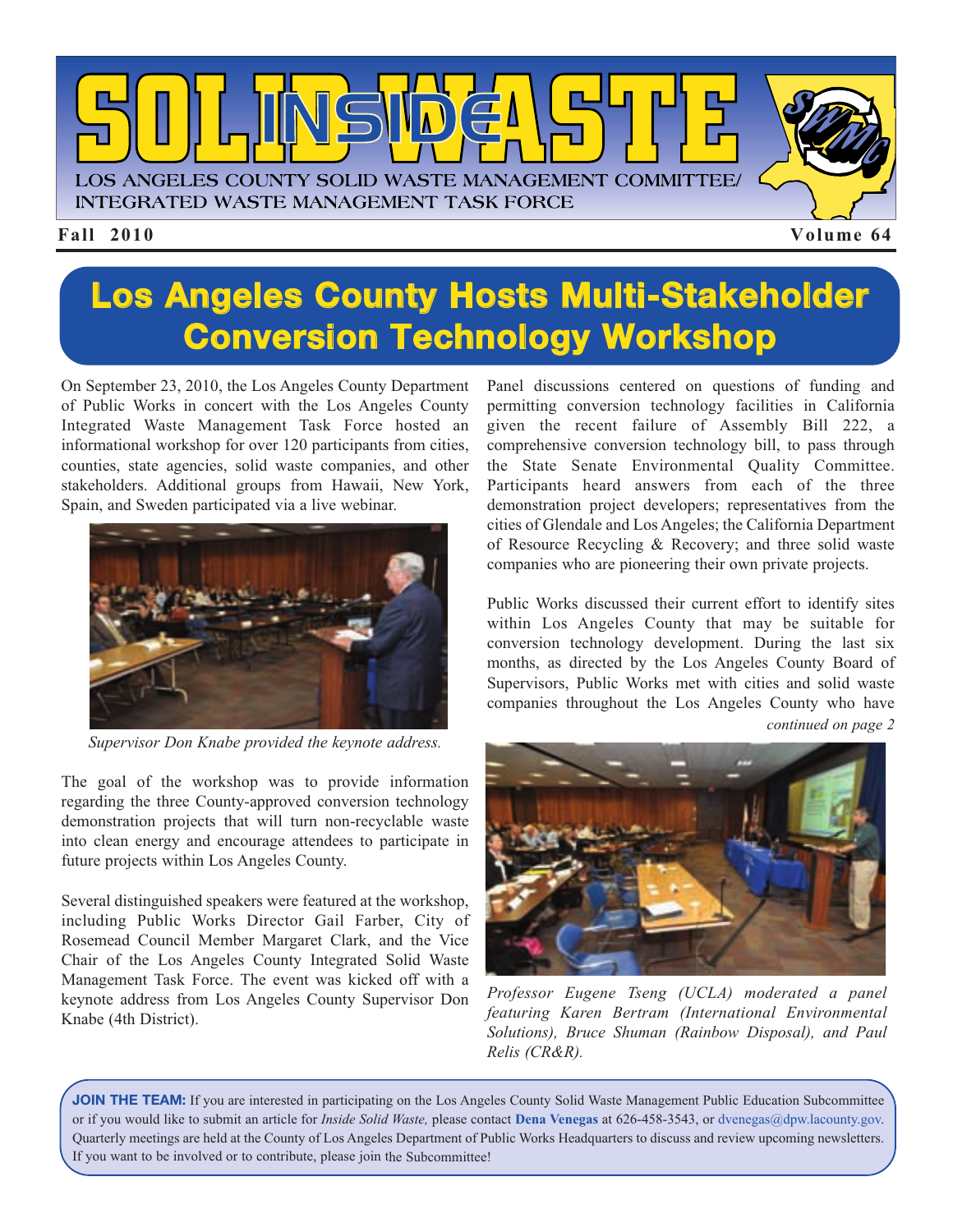# INSIDE SOLID WASTE

LOS ANGELES COUNTY SOLID WASTE MANAGEMENT COMMITTEE/ INTEGRATED WASTE MANAGEMENT TASK FORCE

**Fall 2010** **Volume 64**

## Los Angeles County Hosts Multi-Stakeholder Conversion Technology Workshop

On September 23, 2010, the Los Angeles County Department of Public Works in concert with the Los Angeles County Integrated Waste Management Task Force hosted an informational workshop for over 120 participants from cities, counties, state agencies, solid waste companies, and other stakeholders. Additional groups from Hawaii, New York, Spain, and Sweden participated via a live webinar.

*Supervisor Don Knabe provided the keynote address.*

The goal of the workshop was to provide information regarding the three County-approved conversion technology demonstration projects that will turn non-recyclable waste into clean energy and encourage attendees to participate in future projects within Los Angeles County.

Several distinguished speakers were featured at the workshop, including Public Works Director Gail Farber, City of Rosemead Council Member Margaret Clark, and the Vice Chair of the Los Angeles County Integrated Solid Waste Management Task Force. The event was kicked off with a keynote address from Los Angeles County Supervisor Don Knabe (4th District).

Panel discussions centered on questions of funding and permitting conversion technology facilities in California given the recent failure of Assembly Bill 222, a comprehensive conversion technology bill, to pass through the State Senate Environmental Quality Committee. Participants heard answers from each of the three demonstration project developers; representatives from the cities of Glendale and Los Angeles; the California Department of Resource Recycling & Recovery; and three solid waste companies who are pioneering their own private projects.

Public Works discussed their current effort to identify sites within Los Angeles County that may be suitable for conversion technology development. During the last six months, as directed by the Los Angeles County Board of Supervisors, Public Works met with cities and solid waste companies throughout the Los Angeles County who have

*continued on page 2*

*Professor Eugene Tseng (UCLA) moderated a panel featuring Karen Bertram (International Environmental Solutions), Bruce Shuman (Rainbow Disposal), and Paul Relis (CR&R).*

**JOIN THE TEAM:** If you are interested in participating on the Los Angeles County Solid Waste Management Public Education Subcommittee or if you would like to submit an article for *Inside Solid Waste,* please contact **Dena Venegas** at 626-458-3543, or dvenegas@dpw.lacounty.gov. Quarterly meetings are held at the County of Los Angeles Department of Public Works Headquarters to discuss and review upcoming newsletters. If you want to be involved or to contribute, please join the Subcommittee!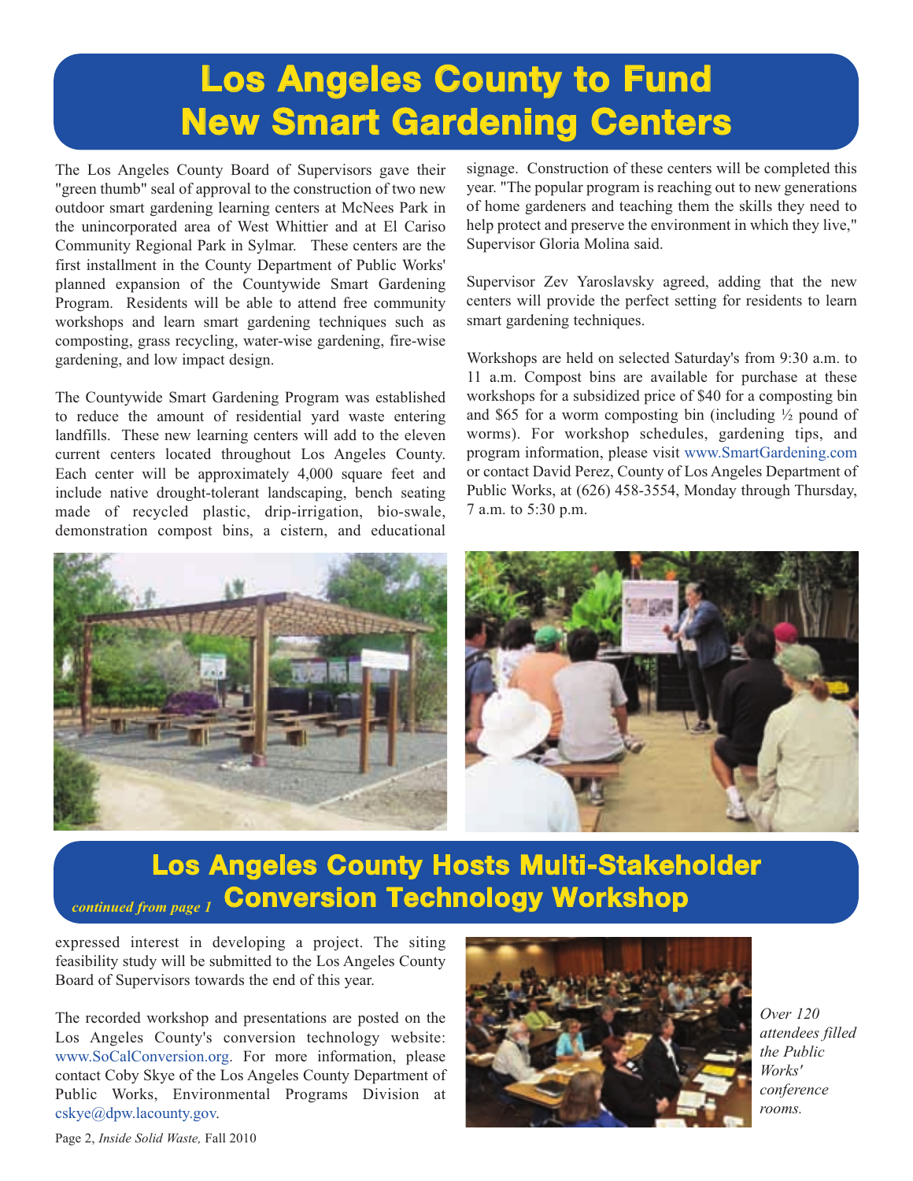# Los Angeles County to Fund New Smart Gardening Centers

The Los Angeles County Board of Supervisors gave their "green thumb" seal of approval to the construction of two new outdoor smart gardening learning centers at McNees Park in the unincorporated area of West Whittier and at El Cariso Community Regional Park in Sylmar. These centers are the first installment in the County Department of Public Works' planned expansion of the Countywide Smart Gardening Program. Residents will be able to attend free community workshops and learn smart gardening techniques such as composting, grass recycling, water-wise gardening, fire-wise gardening, and low impact design.

The Countywide Smart Gardening Program was established to reduce the amount of residential yard waste entering landfills. These new learning centers will add to the eleven current centers located throughout Los Angeles County. Each center will be approximately 4,000 square feet and include native drought-tolerant landscaping, bench seating made of recycled plastic, drip-irrigation, bio-swale, demonstration compost bins, a cistern, and educational signage. Construction of these centers will be completed this year. "The popular program is reaching out to new generations of home gardeners and teaching them the skills they need to help protect and preserve the environment in which they live," Supervisor Gloria Molina said.

Supervisor Zev Yaroslavsky agreed, adding that the new centers will provide the perfect setting for residents to learn smart gardening techniques.

Workshops are held on selected Saturday's from 9:30 a.m. to 11 a.m. Compost bins are available for purchase at these workshops for a subsidized price of $40 for a composting bin and $65 for a worm composting bin (including ½ pound of worms). For workshop schedules, gardening tips, and program information, please visit www.SmartGardening.com or contact David Perez, County of Los Angeles Department of Public Works, at (626) 458-3554, Monday through Thursday, 7 a.m. to 5:30 p.m.

# Los Angeles County Hosts Multi-Stakeholder Conversion Technology Workshop

*continued from page 1*

expressed interest in developing a project. The siting feasibility study will be submitted to the Los Angeles County Board of Supervisors towards the end of this year.

The recorded workshop and presentations are posted on the Los Angeles County's conversion technology website: www.SoCalConversion.org. For more information, please contact Coby Skye of the Los Angeles County Department of Public Works, Environmental Programs Division at cskye@dpw.lacounty.gov.

*Over 120 attendees filled the Public Works' conference rooms.*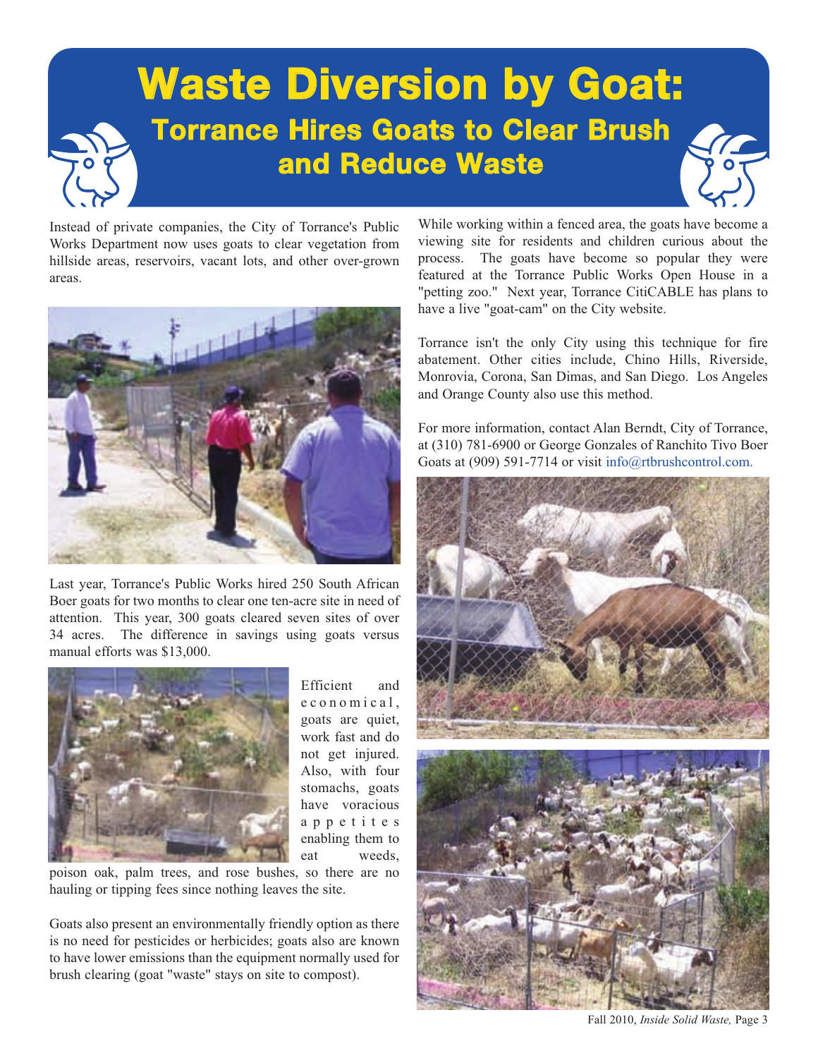# Waste Diversion by Goat:

## Torrance Hires Goats to Clear Brush and Reduce Waste

Instead of private companies, the City of Torrance's Public Works Department now uses goats to clear vegetation from hillside areas, reservoirs, vacant lots, and other over-grown areas.

Last year, Torrance's Public Works hired 250 South African Boer goats for two months to clear one ten-acre site in need of attention. This year, 300 goats cleared seven sites of over 34 acres. The difference in savings using goats versus manual efforts was $13,000.

Efficient and economical, goats are quiet, work fast and do not get injured. Also, with four stomachs, goats have voracious appetites enabling them to eat weeds, poison oak, palm trees, and rose bushes, so there are no hauling or tipping fees since nothing leaves the site.

Goats also present an environmentally friendly option as there is no need for pesticides or herbicides; goats also are known to have lower emissions than the equipment normally used for brush clearing (goat "waste" stays on site to compost).

While working within a fenced area, the goats have become a viewing site for residents and children curious about the process. The goats have become so popular they were featured at the Torrance Public Works Open House in a "petting zoo." Next year, Torrance CitiCABLE has plans to have a live "goat-cam" on the City website.

Torrance isn't the only City using this technique for fire abatement. Other cities include, Chino Hills, Riverside, Monrovia, Corona, San Dimas, and San Diego. Los Angeles and Orange County also use this method.

For more information, contact Alan Berndt, City of Torrance, at (310) 781-6900 or George Gonzales of Ranchito Tivo Boer Goats at (909) 591-7714 or visit info@rtbrushcontrol.com.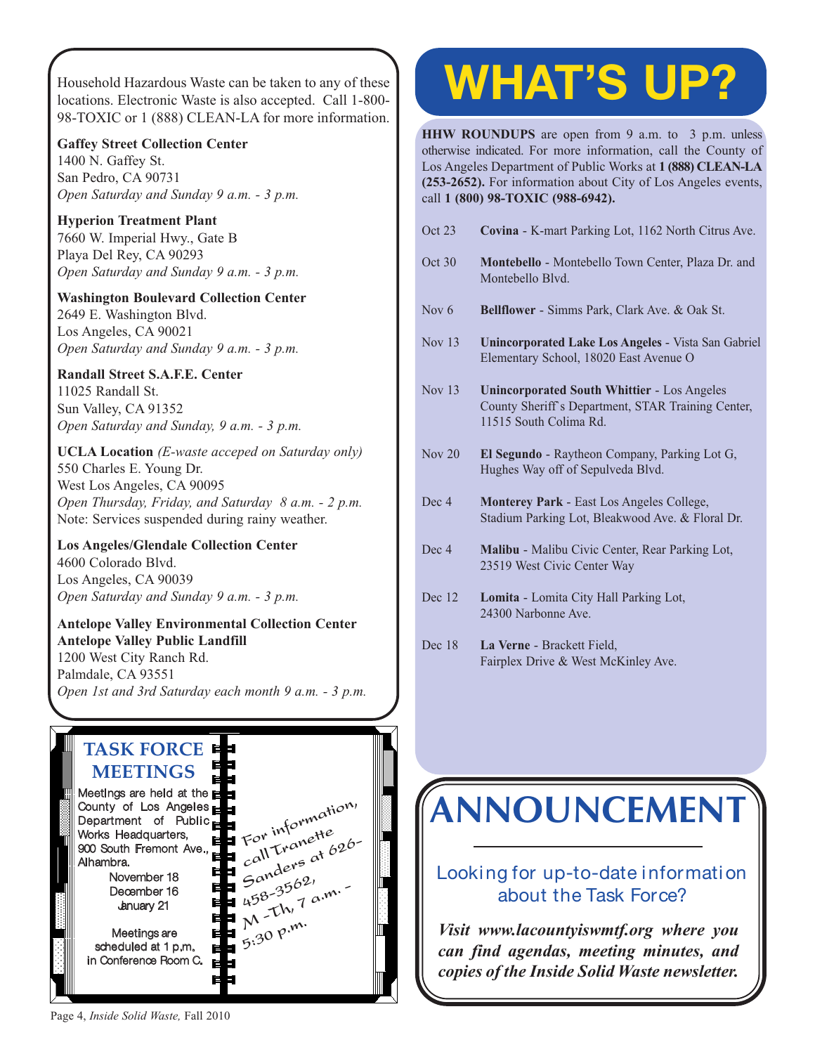Household Hazardous Waste can be taken to any of these locations. Electronic Waste is also accepted. Call 1-800-98-TOXIC or 1 (888) CLEAN-LA for more information.

**Gaffey Street Collection Center**
1400 N. Gaffey St.
San Pedro, CA 90731
*Open Saturday and Sunday 9 a.m. - 3 p.m.*

**Hyperion Treatment Plant**
7660 W. Imperial Hwy., Gate B
Playa Del Rey, CA 90293
*Open Saturday and Sunday 9 a.m. - 3 p.m.*

**Washington Boulevard Collection Center**
2649 E. Washington Blvd.
Los Angeles, CA 90021
*Open Saturday and Sunday 9 a.m. - 3 p.m.*

**Randall Street S.A.F.E. Center**
11025 Randall St.
Sun Valley, CA 91352
*Open Saturday and Sunday, 9 a.m. - 3 p.m.*

**UCLA Location** *(E-waste acceped on Saturday only)*
550 Charles E. Young Dr.
West Los Angeles, CA 90095
*Open Thursday, Friday, and Saturday 8 a.m. - 2 p.m.*
Note: Services suspended during rainy weather.

**Los Angeles/Glendale Collection Center**
4600 Colorado Blvd.
Los Angeles, CA 90039
*Open Saturday and Sunday 9 a.m. - 3 p.m.*

**Antelope Valley Environmental Collection Center**
**Antelope Valley Public Landfill**
1200 West City Ranch Rd.
Palmdale, CA 93551
*Open 1st and 3rd Saturday each month 9 a.m. - 3 p.m.*

## TASK FORCE MEETINGS

Meetings are held at the County of Los Angeles Department of Public Works Headquarters, 900 South Fremont Ave., Alhambra.

November 18
December 16
January 21

Meetings are scheduled at 1 p.m. in Conference Room C.

For information, call Tranette Sanders at 626-458-3562, M - Th, 7 a.m. - 5:30 p.m.

# WHAT'S UP?

**HHW ROUNDUPS** are open from 9 a.m. to 3 p.m. unless otherwise indicated. For more information, call the County of Los Angeles Department of Public Works at **1 (888) CLEAN-LA (253-2652).** For information about City of Los Angeles events, call **1 (800) 98-TOXIC (988-6942).**

| | |
|---|---|
| Oct 23 | **Covina** - K-mart Parking Lot, 1162 North Citrus Ave. |
| Oct 30 | **Montebello** - Montebello Town Center, Plaza Dr. and Montebello Blvd. |
| Nov 6 | **Bellflower** - Simms Park, Clark Ave. & Oak St. |
| Nov 13 | **Unincorporated Lake Los Angeles** - Vista San Gabriel Elementary School, 18020 East Avenue O |
| Nov 13 | **Unincorporated South Whittier** - Los Angeles County Sheriff's Department, STAR Training Center, 11515 South Colima Rd. |
| Nov 20 | **El Segundo** - Raytheon Company, Parking Lot G, Hughes Way off of Sepulveda Blvd. |
| Dec 4 | **Monterey Park** - East Los Angeles College, Stadium Parking Lot, Bleakwood Ave. & Floral Dr. |
| Dec 4 | **Malibu** - Malibu Civic Center, Rear Parking Lot, 23519 West Civic Center Way |
| Dec 12 | **Lomita** - Lomita City Hall Parking Lot, 24300 Narbonne Ave. |
| Dec 18 | **La Verne** - Brackett Field, Fairplex Drive & West McKinley Ave. |

# ANNOUNCEMENT

Looking for up-to-date information about the Task Force?

***Visit www.lacountyiswmtf.org where you can find agendas, meeting minutes, and copies of the Inside Solid Waste newsletter.***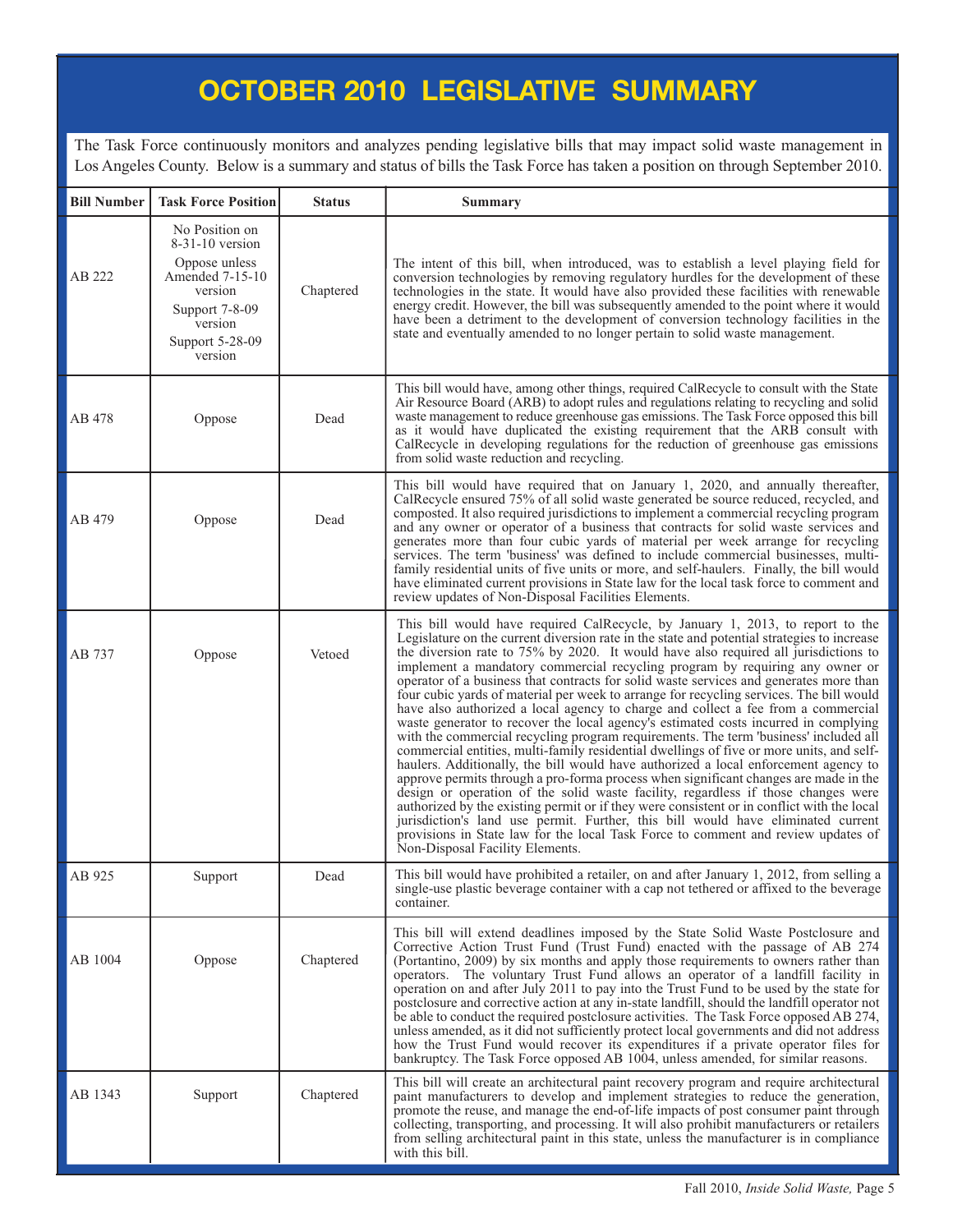# OCTOBER 2010 LEGISLATIVE SUMMARY

The Task Force continuously monitors and analyzes pending legislative bills that may impact solid waste management in Los Angeles County. Below is a summary and status of bills the Task Force has taken a position on through September 2010.

| Bill Number | Task Force Position | Status | Summary |
|---|---|---|---|
| AB 222 | No Position on 8-31-10 version<br>Oppose unless Amended 7-15-10 version<br>Support 7-8-09 version<br>Support 5-28-09 version | Chaptered | The intent of this bill, when introduced, was to establish a level playing field for conversion technologies by removing regulatory hurdles for the development of these technologies in the state. It would have also provided these facilities with renewable energy credit. However, the bill was subsequently amended to the point where it would have been a detriment to the development of conversion technology facilities in the state and eventually amended to no longer pertain to solid waste management. |
| AB 478 | Oppose | Dead | This bill would have, among other things, required CalRecycle to consult with the State Air Resource Board (ARB) to adopt rules and regulations relating to recycling and solid waste management to reduce greenhouse gas emissions. The Task Force opposed this bill as it would have duplicated the existing requirement that the ARB consult with CalRecycle in developing regulations for the reduction of greenhouse gas emissions from solid waste reduction and recycling. |
| AB 479 | Oppose | Dead | This bill would have required that on January 1, 2020, and annually thereafter, CalRecycle ensured 75% of all solid waste generated be source reduced, recycled, and composted. It also required jurisdictions to implement a commercial recycling program and any owner or operator of a business that contracts for solid waste services and generates more than four cubic yards of material per week arrange for recycling services. The term 'business' was defined to include commercial businesses, multi-family residential units of five units or more, and self-haulers. Finally, the bill would have eliminated current provisions in State law for the local task force to comment and review updates of Non-Disposal Facilities Elements. |
| AB 737 | Oppose | Vetoed | This bill would have required CalRecycle, by January 1, 2013, to report to the Legislature on the current diversion rate in the state and potential strategies to increase the diversion rate to 75% by 2020. It would have also required all jurisdictions to implement a mandatory commercial recycling program by requiring any owner or operator of a business that contracts for solid waste services and generates more than four cubic yards of material per week to arrange for recycling services. The bill would have also authorized a local agency to charge and collect a fee from a commercial waste generator to recover the local agency's estimated costs incurred in complying with the commercial recycling program requirements. The term 'business' included all commercial entities, multi-family residential dwellings of five or more units, and self-haulers. Additionally, the bill would have authorized a local enforcement agency to approve permits through a pro-forma process when significant changes are made in the design or operation of the solid waste facility, regardless if those changes were authorized by the existing permit or if they were consistent or in conflict with the local jurisdiction's land use permit. Further, this bill would have eliminated current provisions in State law for the local Task Force to comment and review updates of Non-Disposal Facility Elements. |
| AB 925 | Support | Dead | This bill would have prohibited a retailer, on and after January 1, 2012, from selling a single-use plastic beverage container with a cap not tethered or affixed to the beverage container. |
| AB 1004 | Oppose | Chaptered | This bill will extend deadlines imposed by the State Solid Waste Postclosure and Corrective Action Trust Fund (Trust Fund) enacted with the passage of AB 274 (Portantino, 2009) by six months and apply those requirements to owners rather than operators. The voluntary Trust Fund allows an operator of a landfill facility in operation on and after July 2011 to pay into the Trust Fund to be used by the state for postclosure and corrective action at any in-state landfill, should the landfill operator not be able to conduct the required postclosure activities. The Task Force opposed AB 274, unless amended, as it did not sufficiently protect local governments and did not address how the Trust Fund would recover its expenditures if a private operator files for bankruptcy. The Task Force opposed AB 1004, unless amended, for similar reasons. |
| AB 1343 | Support | Chaptered | This bill will create an architectural paint recovery program and require architectural paint manufacturers to develop and implement strategies to reduce the generation, promote the reuse, and manage the end-of-life impacts of post consumer paint through collecting, transporting, and processing. It will also prohibit manufacturers or retailers from selling architectural paint in this state, unless the manufacturer is in compliance with this bill. |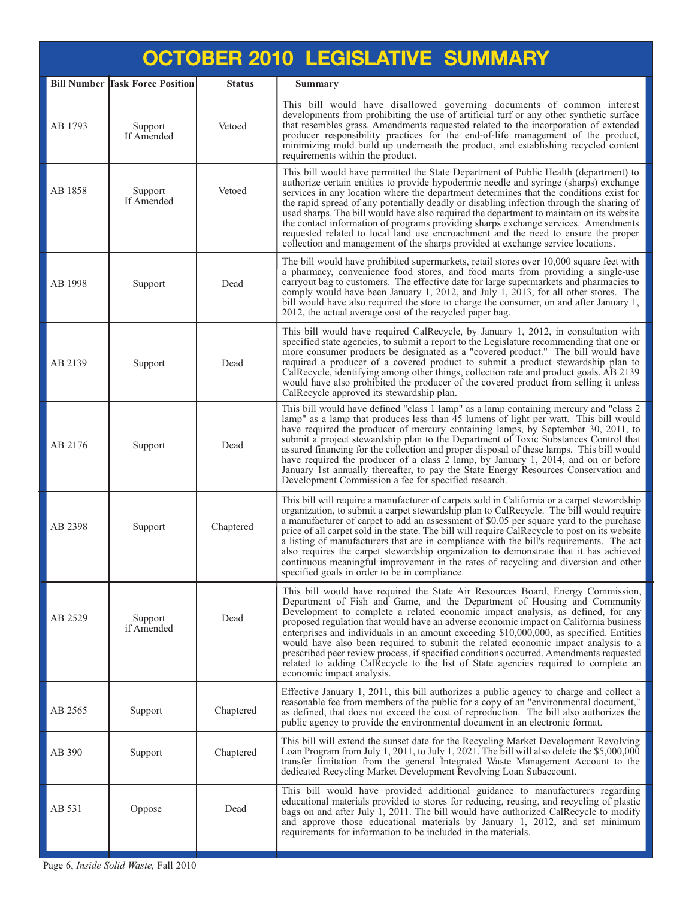# OCTOBER 2010 LEGISLATIVE SUMMARY

| Bill Number | Task Force Position | Status | Summary |
|---|---|---|---|
| AB 1793 | Support If Amended | Vetoed | This bill would have disallowed governing documents of common interest developments from prohibiting the use of artificial turf or any other synthetic surface that resembles grass. Amendments requested related to the incorporation of extended producer responsibility practices for the end-of-life management of the product, minimizing mold build up underneath the product, and establishing recycled content requirements within the product. |
| AB 1858 | Support If Amended | Vetoed | This bill would have permitted the State Department of Public Health (department) to authorize certain entities to provide hypodermic needle and syringe (sharps) exchange services in any location where the department determines that the conditions exist for the rapid spread of any potentially deadly or disabling infection through the sharing of used sharps. The bill would have also required the department to maintain on its website the contact information of programs providing sharps exchange services. Amendments requested related to local land use encroachment and the need to ensure the proper collection and management of the sharps provided at exchange service locations. |
| AB 1998 | Support | Dead | The bill would have prohibited supermarkets, retail stores over 10,000 square feet with a pharmacy, convenience food stores, and food marts from providing a single-use carryout bag to customers. The effective date for large supermarkets and pharmacies to comply would have been January 1, 2012, and July 1, 2013, for all other stores. The bill would have also required the store to charge the consumer, on and after January 1, 2012, the actual average cost of the recycled paper bag. |
| AB 2139 | Support | Dead | This bill would have required CalRecycle, by January 1, 2012, in consultation with specified state agencies, to submit a report to the Legislature recommending that one or more consumer products be designated as a "covered product." The bill would have required a producer of a covered product to submit a product stewardship plan to CalRecycle, identifying among other things, collection rate and product goals. AB 2139 would have also prohibited the producer of the covered product from selling it unless CalRecycle approved its stewardship plan. |
| AB 2176 | Support | Dead | This bill would have defined "class 1 lamp" as a lamp containing mercury and "class 2 lamp" as a lamp that produces less than 45 lumens of light per watt. This bill would have required the producer of mercury containing lamps, by September 30, 2011, to submit a project stewardship plan to the Department of Toxic Substances Control that assured financing for the collection and proper disposal of these lamps. This bill would have required the producer of a class 2 lamp, by January 1, 2014, and on or before January 1st annually thereafter, to pay the State Energy Resources Conservation and Development Commission a fee for specified research. |
| AB 2398 | Support | Chaptered | This bill will require a manufacturer of carpets sold in California or a carpet stewardship organization, to submit a carpet stewardship plan to CalRecycle. The bill would require a manufacturer of carpet to add an assessment of $0.05 per square yard to the purchase price of all carpet sold in the state. The bill will require CalRecycle to post on its website a listing of manufacturers that are in compliance with the bill's requirements. The act also requires the carpet stewardship organization to demonstrate that it has achieved continuous meaningful improvement in the rates of recycling and diversion and other specified goals in order to be in compliance. |
| AB 2529 | Support if Amended | Dead | This bill would have required the State Air Resources Board, Energy Commission, Department of Fish and Game, and the Department of Housing and Community Development to complete a related economic impact analysis, as defined, for any proposed regulation that would have an adverse economic impact on California business enterprises and individuals in an amount exceeding $10,000,000, as specified. Entities would have also been required to submit the related economic impact analysis to a prescribed peer review process, if specified conditions occurred. Amendments requested related to adding CalRecycle to the list of State agencies required to complete an economic impact analysis. |
| AB 2565 | Support | Chaptered | Effective January 1, 2011, this bill authorizes a public agency to charge and collect a reasonable fee from members of the public for a copy of an "environmental document," as defined, that does not exceed the cost of reproduction. The bill also authorizes the public agency to provide the environmental document in an electronic format. |
| AB 390 | Support | Chaptered | This bill will extend the sunset date for the Recycling Market Development Revolving Loan Program from July 1, 2011, to July 1, 2021. The bill will also delete the $5,000,000 transfer limitation from the general Integrated Waste Management Account to the dedicated Recycling Market Development Revolving Loan Subaccount. |
| AB 531 | Oppose | Dead | This bill would have provided additional guidance to manufacturers regarding educational materials provided to stores for reducing, reusing, and recycling of plastic bags on and after July 1, 2011. The bill would have authorized CalRecycle to modify and approve those educational materials by January 1, 2012, and set minimum requirements for information to be included in the materials. |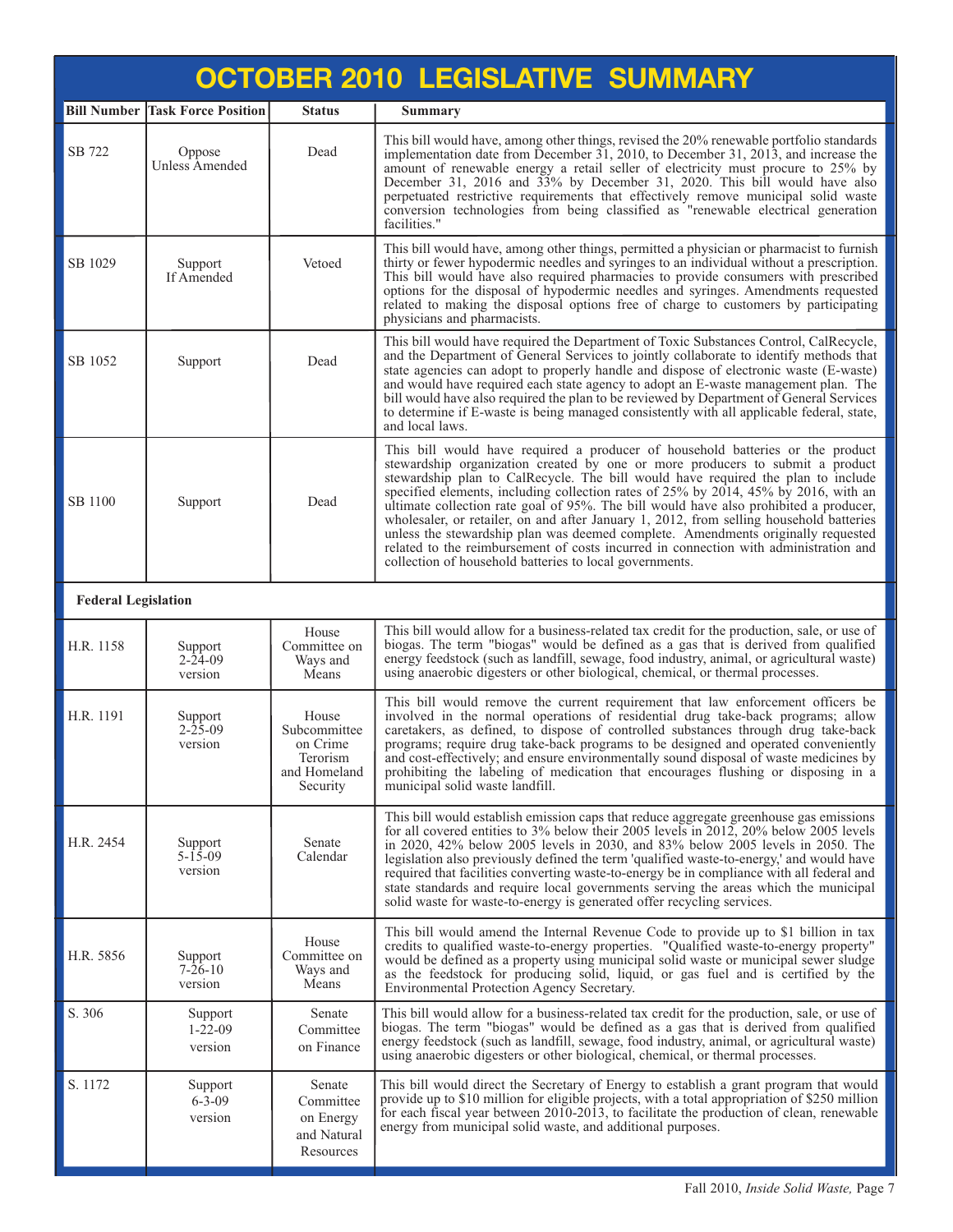# OCTOBER 2010 LEGISLATIVE SUMMARY

| Bill Number | Task Force Position | Status | Summary |
|---|---|---|---|
| SB 722 | Oppose Unless Amended | Dead | This bill would have, among other things, revised the 20% renewable portfolio standards implementation date from December 31, 2010, to December 31, 2013, and increase the amount of renewable energy a retail seller of electricity must procure to 25% by December 31, 2016 and 33% by December 31, 2020. This bill would have also perpetuated restrictive requirements that effectively remove municipal solid waste conversion technologies from being classified as "renewable electrical generation facilities." |
| SB 1029 | Support If Amended | Vetoed | This bill would have, among other things, permitted a physician or pharmacist to furnish thirty or fewer hypodermic needles and syringes to an individual without a prescription. This bill would have also required pharmacies to provide consumers with prescribed options for the disposal of hypodermic needles and syringes. Amendments requested related to making the disposal options free of charge to customers by participating physicians and pharmacists. |
| SB 1052 | Support | Dead | This bill would have required the Department of Toxic Substances Control, CalRecycle, and the Department of General Services to jointly collaborate to identify methods that state agencies can adopt to properly handle and dispose of electronic waste (E-waste) and would have required each state agency to adopt an E-waste management plan. The bill would have also required the plan to be reviewed by Department of General Services to determine if E-waste is being managed consistently with all applicable federal, state, and local laws. |
| SB 1100 | Support | Dead | This bill would have required a producer of household batteries or the product stewardship organization created by one or more producers to submit a product stewardship plan to CalRecycle. The bill would have required the plan to include specified elements, including collection rates of 25% by 2014, 45% by 2016, with an ultimate collection rate goal of 95%. The bill would have also prohibited a producer, wholesaler, or retailer, on and after January 1, 2012, from selling household batteries unless the stewardship plan was deemed complete. Amendments originally requested related to the reimbursement of costs incurred in connection with administration and collection of household batteries to local governments. |
| **Federal Legislation** | | | |
| H.R. 1158 | Support 2-24-09 version | House Committee on Ways and Means | This bill would allow for a business-related tax credit for the production, sale, or use of biogas. The term "biogas" would be defined as a gas that is derived from qualified energy feedstock (such as landfill, sewage, food industry, animal, or agricultural waste) using anaerobic digesters or other biological, chemical, or thermal processes. |
| H.R. 1191 | Support 2-25-09 version | House Subcommittee on Crime Terorism and Homeland Security | This bill would remove the current requirement that law enforcement officers be involved in the normal operations of residential drug take-back programs; allow caretakers, as defined, to dispose of controlled substances through drug take-back programs; require drug take-back programs to be designed and operated conveniently and cost-effectively; and ensure environmentally sound disposal of waste medicines by prohibiting the labeling of medication that encourages flushing or disposing in a municipal solid waste landfill. |
| H.R. 2454 | Support 5-15-09 version | Senate Calendar | This bill would establish emission caps that reduce aggregate greenhouse gas emissions for all covered entities to 3% below their 2005 levels in 2012, 20% below 2005 levels in 2020, 42% below 2005 levels in 2030, and 83% below 2005 levels in 2050. The legislation also previously defined the term 'qualified waste-to-energy,' and would have required that facilities converting waste-to-energy be in compliance with all federal and state standards and require local governments serving the areas which the municipal solid waste for waste-to-energy is generated offer recycling services. |
| H.R. 5856 | Support 7-26-10 version | House Committee on Ways and Means | This bill would amend the Internal Revenue Code to provide up to $1 billion in tax credits to qualified waste-to-energy properties. "Qualified waste-to-energy property" would be defined as a property using municipal solid waste or municipal sewer sludge as the feedstock for producing solid, liquid, or gas fuel and is certified by the Environmental Protection Agency Secretary. |
| S. 306 | Support 1-22-09 version | Senate Committee on Finance | This bill would allow for a business-related tax credit for the production, sale, or use of biogas. The term "biogas" would be defined as a gas that is derived from qualified energy feedstock (such as landfill, sewage, food industry, animal, or agricultural waste) using anaerobic digesters or other biological, chemical, or thermal processes. |
| S. 1172 | Support 6-3-09 version | Senate Committee on Energy and Natural Resources | This bill would direct the Secretary of Energy to establish a grant program that would provide up to $10 million for eligible projects, with a total appropriation of $250 million for each fiscal year between 2010-2013, to facilitate the production of clean, renewable energy from municipal solid waste, and additional purposes. |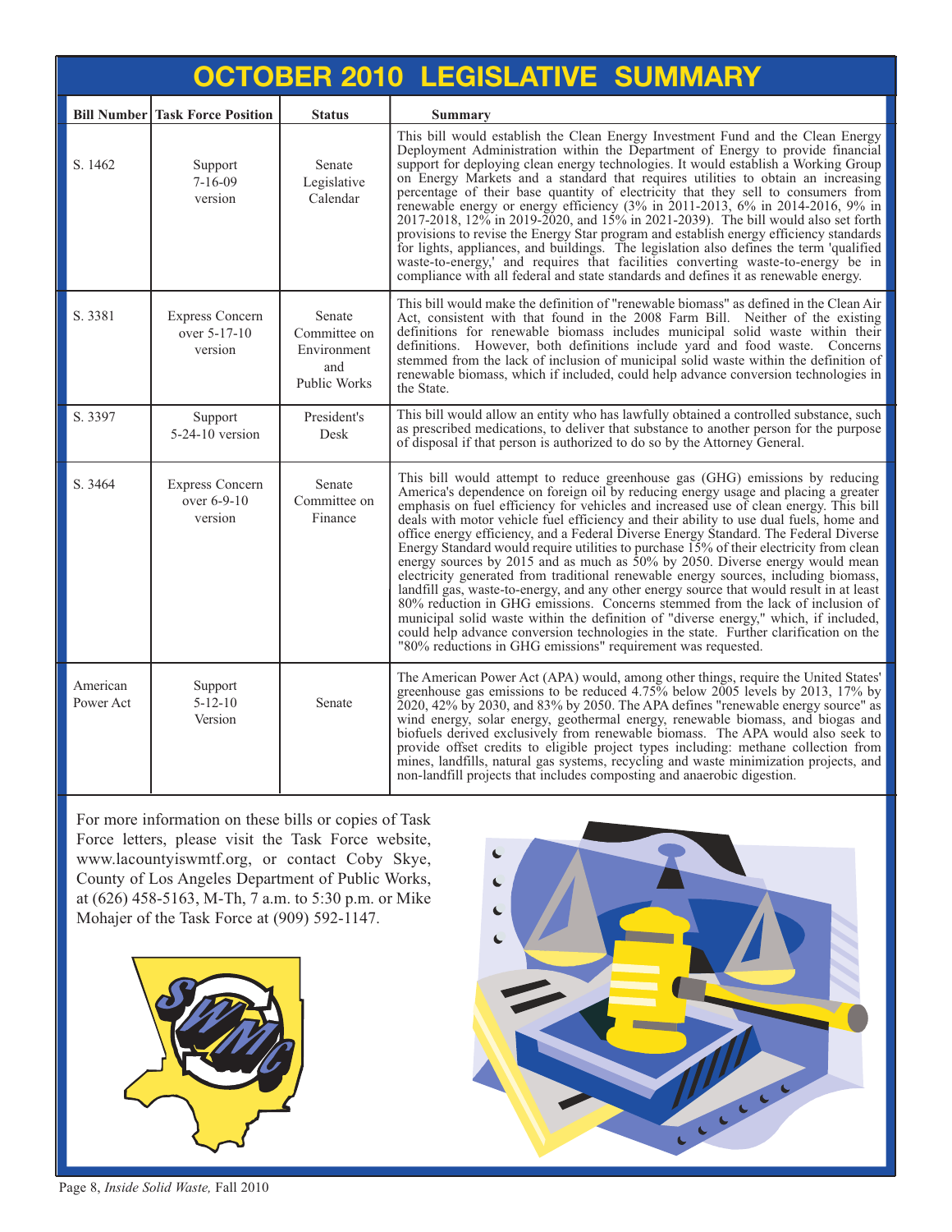# OCTOBER 2010 LEGISLATIVE SUMMARY

| Bill Number | Task Force Position | Status | Summary |
|---|---|---|---|
| S. 1462 | Support 7-16-09 version | Senate Legislative Calendar | This bill would establish the Clean Energy Investment Fund and the Clean Energy Deployment Administration within the Department of Energy to provide financial support for deploying clean energy technologies. It would establish a Working Group on Energy Markets and a standard that requires utilities to obtain an increasing percentage of their base quantity of electricity that they sell to consumers from renewable energy or energy efficiency (3% in 2011-2013, 6% in 2014-2016, 9% in 2017-2018, 12% in 2019-2020, and 15% in 2021-2039). The bill would also set forth provisions to revise the Energy Star program and establish energy efficiency standards for lights, appliances, and buildings. The legislation also defines the term 'qualified waste-to-energy,' and requires that facilities converting waste-to-energy be in compliance with all federal and state standards and defines it as renewable energy. |
| S. 3381 | Express Concern over 5-17-10 version | Senate Committee on Environment and Public Works | This bill would make the definition of "renewable biomass" as defined in the Clean Air Act, consistent with that found in the 2008 Farm Bill. Neither of the existing definitions for renewable biomass includes municipal solid waste within their definitions. However, both definitions include yard and food waste. Concerns stemmed from the lack of inclusion of municipal solid waste within the definition of renewable biomass, which if included, could help advance conversion technologies in the State. |
| S. 3397 | Support 5-24-10 version | President's Desk | This bill would allow an entity who has lawfully obtained a controlled substance, such as prescribed medications, to deliver that substance to another person for the purpose of disposal if that person is authorized to do so by the Attorney General. |
| S. 3464 | Express Concern over 6-9-10 version | Senate Committee on Finance | This bill would attempt to reduce greenhouse gas (GHG) emissions by reducing America's dependence on foreign oil by reducing energy usage and placing a greater emphasis on fuel efficiency for vehicles and increased use of clean energy. This bill deals with motor vehicle fuel efficiency and their ability to use dual fuels, home and office energy efficiency, and a Federal Diverse Energy Standard. The Federal Diverse Energy Standard would require utilities to purchase 15% of their electricity from clean energy sources by 2015 and as much as 50% by 2050. Diverse energy would mean electricity generated from traditional renewable energy sources, including biomass, landfill gas, waste-to-energy, and any other energy source that would result in at least 80% reduction in GHG emissions. Concerns stemmed from the lack of inclusion of municipal solid waste within the definition of "diverse energy," which, if included, could help advance conversion technologies in the state. Further clarification on the "80% reductions in GHG emissions" requirement was requested. |
| American Power Act | Support 5-12-10 Version | Senate | The American Power Act (APA) would, among other things, require the United States' greenhouse gas emissions to be reduced 4.75% below 2005 levels by 2013, 17% by 2020, 42% by 2030, and 83% by 2050. The APA defines "renewable energy source" as wind energy, solar energy, geothermal energy, renewable biomass, and biogas and biofuels derived exclusively from renewable biomass. The APA would also seek to provide offset credits to eligible project types including: methane collection from mines, landfills, natural gas systems, recycling and waste minimization projects, and non-landfill projects that includes composting and anaerobic digestion. |

For more information on these bills or copies of Task Force letters, please visit the Task Force website, www.lacountyiswmtf.org, or contact Coby Skye, County of Los Angeles Department of Public Works, at (626) 458-5163, M-Th, 7 a.m. to 5:30 p.m. or Mike Mohajer of the Task Force at (909) 592-1147.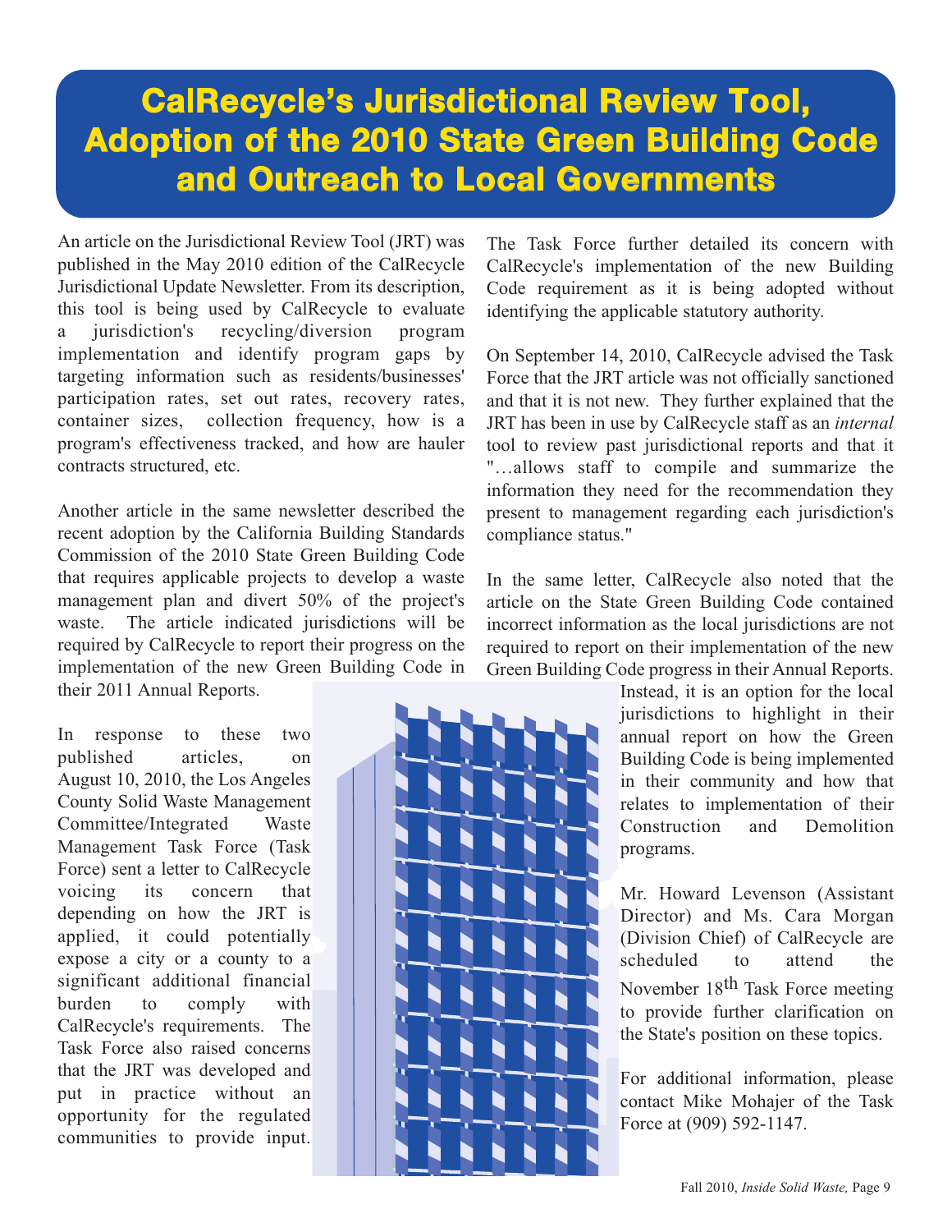# CalRecycle's Jurisdictional Review Tool, Adoption of the 2010 State Green Building Code and Outreach to Local Governments

An article on the Jurisdictional Review Tool (JRT) was published in the May 2010 edition of the CalRecycle Jurisdictional Update Newsletter. From its description, this tool is being used by CalRecycle to evaluate a jurisdiction's recycling/diversion program implementation and identify program gaps by targeting information such as residents/businesses' participation rates, set out rates, recovery rates, container sizes, collection frequency, how is a program's effectiveness tracked, and how are hauler contracts structured, etc.

Another article in the same newsletter described the recent adoption by the California Building Standards Commission of the 2010 State Green Building Code that requires applicable projects to develop a waste management plan and divert 50% of the project's waste. The article indicated jurisdictions will be required by CalRecycle to report their progress on the implementation of the new Green Building Code in their 2011 Annual Reports.

In response to these two published articles, on August 10, 2010, the Los Angeles County Solid Waste Management Committee/Integrated Waste Management Task Force (Task Force) sent a letter to CalRecycle voicing its concern that depending on how the JRT is applied, it could potentially expose a city or a county to a significant additional financial burden to comply with CalRecycle's requirements. The Task Force also raised concerns that the JRT was developed and put in practice without an opportunity for the regulated communities to provide input. The Task Force further detailed its concern with CalRecycle's implementation of the new Building Code requirement as it is being adopted without identifying the applicable statutory authority.

On September 14, 2010, CalRecycle advised the Task Force that the JRT article was not officially sanctioned and that it is not new. They further explained that the JRT has been in use by CalRecycle staff as an *internal* tool to review past jurisdictional reports and that it "…allows staff to compile and summarize the information they need for the recommendation they present to management regarding each jurisdiction's compliance status."

In the same letter, CalRecycle also noted that the article on the State Green Building Code contained incorrect information as the local jurisdictions are not required to report on their implementation of the new Green Building Code progress in their Annual Reports. Instead, it is an option for the local jurisdictions to highlight in their annual report on how the Green Building Code is being implemented in their community and how that relates to implementation of their Construction and Demolition programs.

Mr. Howard Levenson (Assistant Director) and Ms. Cara Morgan (Division Chief) of CalRecycle are scheduled to attend the November 18th Task Force meeting to provide further clarification on the State's position on these topics.

For additional information, please contact Mike Mohajer of the Task Force at (909) 592-1147.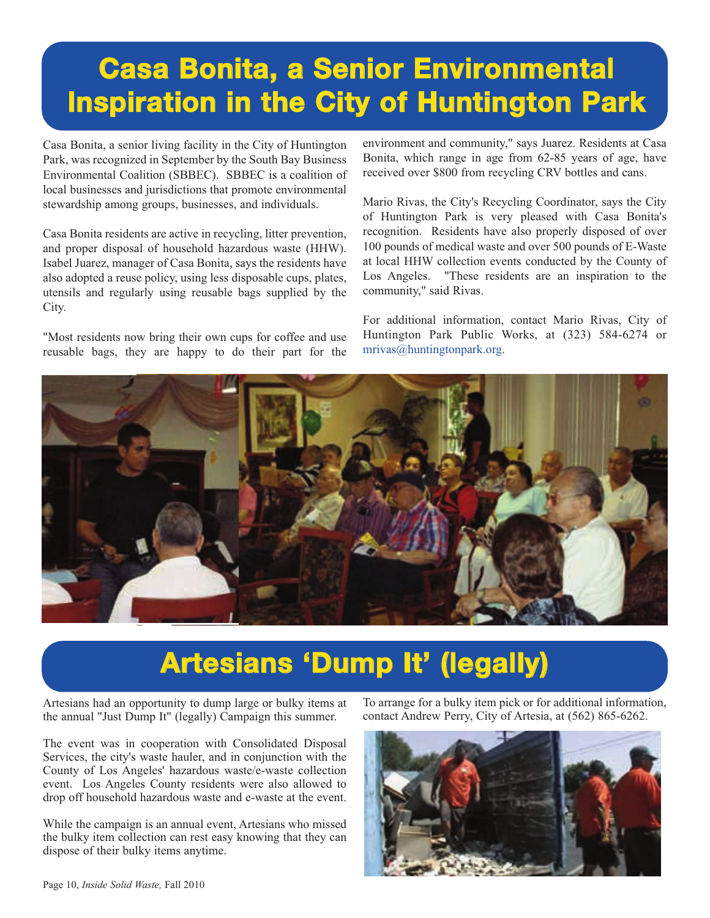# Casa Bonita, a Senior Environmental Inspiration in the City of Huntington Park

Casa Bonita, a senior living facility in the City of Huntington Park, was recognized in September by the South Bay Business Environmental Coalition (SBBEC). SBBEC is a coalition of local businesses and jurisdictions that promote environmental stewardship among groups, businesses, and individuals.

Casa Bonita residents are active in recycling, litter prevention, and proper disposal of household hazardous waste (HHW). Isabel Juarez, manager of Casa Bonita, says the residents have also adopted a reuse policy, using less disposable cups, plates, utensils and regularly using reusable bags supplied by the City.

"Most residents now bring their own cups for coffee and use reusable bags, they are happy to do their part for the environment and community," says Juarez. Residents at Casa Bonita, which range in age from 62-85 years of age, have received over $800 from recycling CRV bottles and cans.

Mario Rivas, the City's Recycling Coordinator, says the City of Huntington Park is very pleased with Casa Bonita's recognition. Residents have also properly disposed of over 100 pounds of medical waste and over 500 pounds of E-Waste at local HHW collection events conducted by the County of Los Angeles. "These residents are an inspiration to the community," said Rivas.

For additional information, contact Mario Rivas, City of Huntington Park Public Works, at (323) 584-6274 or mrivas@huntingtonpark.org.

# Artesians 'Dump It' (legally)

Artesians had an opportunity to dump large or bulky items at the annual "Just Dump It" (legally) Campaign this summer.

The event was in cooperation with Consolidated Disposal Services, the city's waste hauler, and in conjunction with the County of Los Angeles' hazardous waste/e-waste collection event. Los Angeles County residents were also allowed to drop off household hazardous waste and e-waste at the event.

While the campaign is an annual event, Artesians who missed the bulky item collection can rest easy knowing that they can dispose of their bulky items anytime.

To arrange for a bulky item pick or for additional information, contact Andrew Perry, City of Artesia, at (562) 865-6262.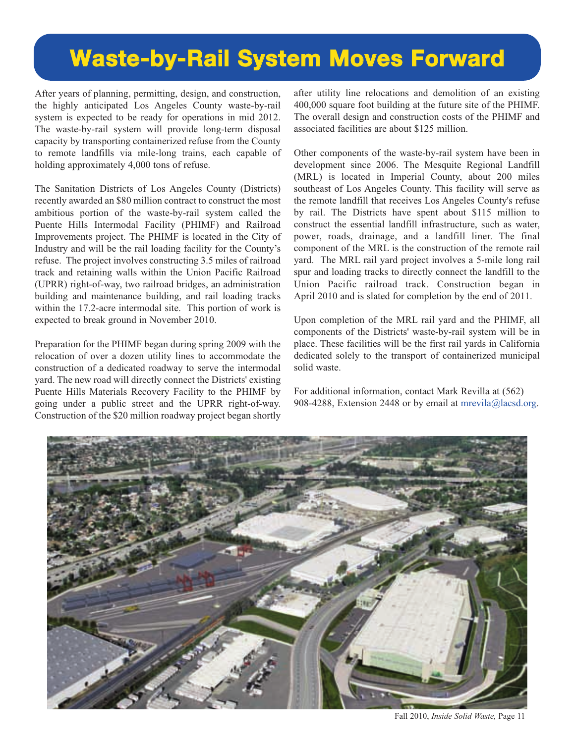# Waste-by-Rail System Moves Forward

After years of planning, permitting, design, and construction, the highly anticipated Los Angeles County waste-by-rail system is expected to be ready for operations in mid 2012. The waste-by-rail system will provide long-term disposal capacity by transporting containerized refuse from the County to remote landfills via mile-long trains, each capable of holding approximately 4,000 tons of refuse.

The Sanitation Districts of Los Angeles County (Districts) recently awarded an $80 million contract to construct the most ambitious portion of the waste-by-rail system called the Puente Hills Intermodal Facility (PHIMF) and Railroad Improvements project. The PHIMF is located in the City of Industry and will be the rail loading facility for the County's refuse. The project involves constructing 3.5 miles of railroad track and retaining walls within the Union Pacific Railroad (UPRR) right-of-way, two railroad bridges, an administration building and maintenance building, and rail loading tracks within the 17.2-acre intermodal site. This portion of work is expected to break ground in November 2010.

Preparation for the PHIMF began during spring 2009 with the relocation of over a dozen utility lines to accommodate the construction of a dedicated roadway to serve the intermodal yard. The new road will directly connect the Districts' existing Puente Hills Materials Recovery Facility to the PHIMF by going under a public street and the UPRR right-of-way. Construction of the $20 million roadway project began shortly after utility line relocations and demolition of an existing 400,000 square foot building at the future site of the PHIMF. The overall design and construction costs of the PHIMF and associated facilities are about $125 million.

Other components of the waste-by-rail system have been in development since 2006. The Mesquite Regional Landfill (MRL) is located in Imperial County, about 200 miles southeast of Los Angeles County. This facility will serve as the remote landfill that receives Los Angeles County's refuse by rail. The Districts have spent about $115 million to construct the essential landfill infrastructure, such as water, power, roads, drainage, and a landfill liner. The final component of the MRL is the construction of the remote rail yard. The MRL rail yard project involves a 5-mile long rail spur and loading tracks to directly connect the landfill to the Union Pacific railroad track. Construction began in April 2010 and is slated for completion by the end of 2011.

Upon completion of the MRL rail yard and the PHIMF, all components of the Districts' waste-by-rail system will be in place. These facilities will be the first rail yards in California dedicated solely to the transport of containerized municipal solid waste.

For additional information, contact Mark Revilla at (562) 908-4288, Extension 2448 or by email at mrevila@lacsd.org.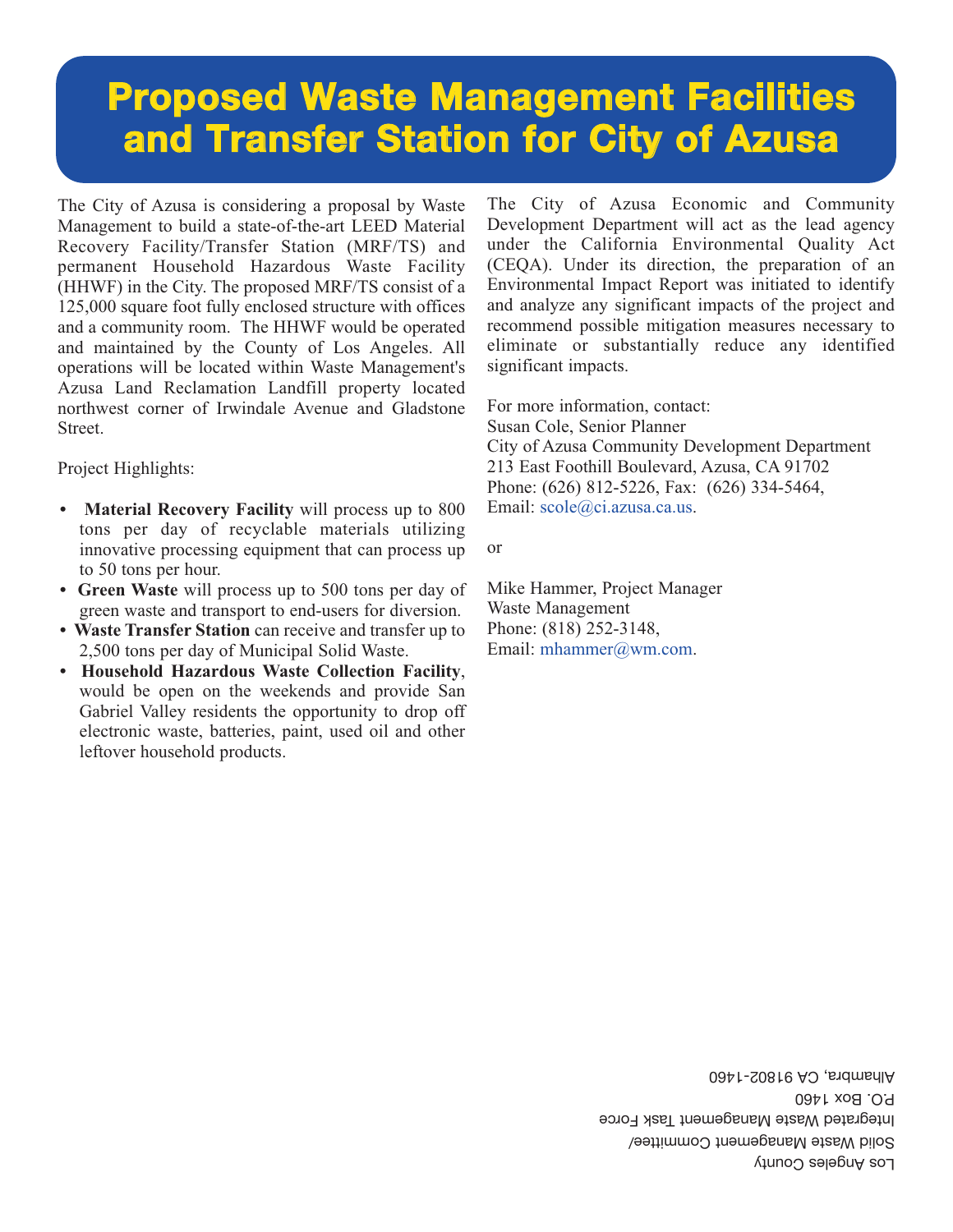# Proposed Waste Management Facilities and Transfer Station for City of Azusa

The City of Azusa is considering a proposal by Waste Management to build a state-of-the-art LEED Material Recovery Facility/Transfer Station (MRF/TS) and permanent Household Hazardous Waste Facility (HHWF) in the City. The proposed MRF/TS consist of a 125,000 square foot fully enclosed structure with offices and a community room. The HHWF would be operated and maintained by the County of Los Angeles. All operations will be located within Waste Management's Azusa Land Reclamation Landfill property located northwest corner of Irwindale Avenue and Gladstone Street.

Project Highlights:

- **Material Recovery Facility** will process up to 800 tons per day of recyclable materials utilizing innovative processing equipment that can process up to 50 tons per hour.
- **Green Waste** will process up to 500 tons per day of green waste and transport to end-users for diversion.
- **Waste Transfer Station** can receive and transfer up to 2,500 tons per day of Municipal Solid Waste.
- **Household Hazardous Waste Collection Facility**, would be open on the weekends and provide San Gabriel Valley residents the opportunity to drop off electronic waste, batteries, paint, used oil and other leftover household products.

The City of Azusa Economic and Community Development Department will act as the lead agency under the California Environmental Quality Act (CEQA). Under its direction, the preparation of an Environmental Impact Report was initiated to identify and analyze any significant impacts of the project and recommend possible mitigation measures necessary to eliminate or substantially reduce any identified significant impacts.

For more information, contact:
Susan Cole, Senior Planner
City of Azusa Community Development Department
213 East Foothill Boulevard, Azusa, CA 91702
Phone: (626) 812-5226, Fax: (626) 334-5464,
Email: scole@ci.azusa.ca.us.

or

Mike Hammer, Project Manager
Waste Management
Phone: (818) 252-3148,
Email: mhammer@wm.com.

Los Angeles County
Solid Waste Management Committee/
Integrated Waste Management Task Force
P.O. Box 1460
Alhambra, CA 91802-1460